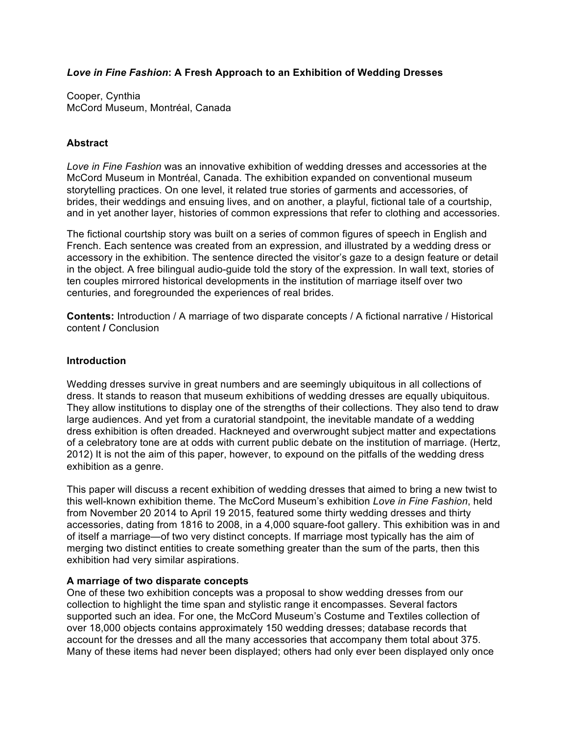# *Love in Fine Fashion*: A Fresh Approach to an Exhibition of Wedding Dresses

Cooper, Cynthia
McCord Museum, Montréal, Canada

## Abstract

*Love in Fine Fashion* was an innovative exhibition of wedding dresses and accessories at the McCord Museum in Montréal, Canada. The exhibition expanded on conventional museum storytelling practices. On one level, it related true stories of garments and accessories, of brides, their weddings and ensuing lives, and on another, a playful, fictional tale of a courtship, and in yet another layer, histories of common expressions that refer to clothing and accessories.

The fictional courtship story was built on a series of common figures of speech in English and French. Each sentence was created from an expression, and illustrated by a wedding dress or accessory in the exhibition. The sentence directed the visitor's gaze to a design feature or detail in the object. A free bilingual audio-guide told the story of the expression. In wall text, stories of ten couples mirrored historical developments in the institution of marriage itself over two centuries, and foregrounded the experiences of real brides.

**Contents:** Introduction / A marriage of two disparate concepts / A fictional narrative / Historical content **/** Conclusion

## Introduction

Wedding dresses survive in great numbers and are seemingly ubiquitous in all collections of dress. It stands to reason that museum exhibitions of wedding dresses are equally ubiquitous. They allow institutions to display one of the strengths of their collections. They also tend to draw large audiences. And yet from a curatorial standpoint, the inevitable mandate of a wedding dress exhibition is often dreaded. Hackneyed and overwrought subject matter and expectations of a celebratory tone are at odds with current public debate on the institution of marriage. (Hertz, 2012) It is not the aim of this paper, however, to expound on the pitfalls of the wedding dress exhibition as a genre.

This paper will discuss a recent exhibition of wedding dresses that aimed to bring a new twist to this well-known exhibition theme. The McCord Museum's exhibition *Love in Fine Fashion*, held from November 20 2014 to April 19 2015, featured some thirty wedding dresses and thirty accessories, dating from 1816 to 2008, in a 4,000 square-foot gallery. This exhibition was in and of itself a marriage—of two very distinct concepts. If marriage most typically has the aim of merging two distinct entities to create something greater than the sum of the parts, then this exhibition had very similar aspirations.

### A marriage of two disparate concepts

One of these two exhibition concepts was a proposal to show wedding dresses from our collection to highlight the time span and stylistic range it encompasses. Several factors supported such an idea. For one, the McCord Museum's Costume and Textiles collection of over 18,000 objects contains approximately 150 wedding dresses; database records that account for the dresses and all the many accessories that accompany them total about 375. Many of these items had never been displayed; others had only ever been displayed only once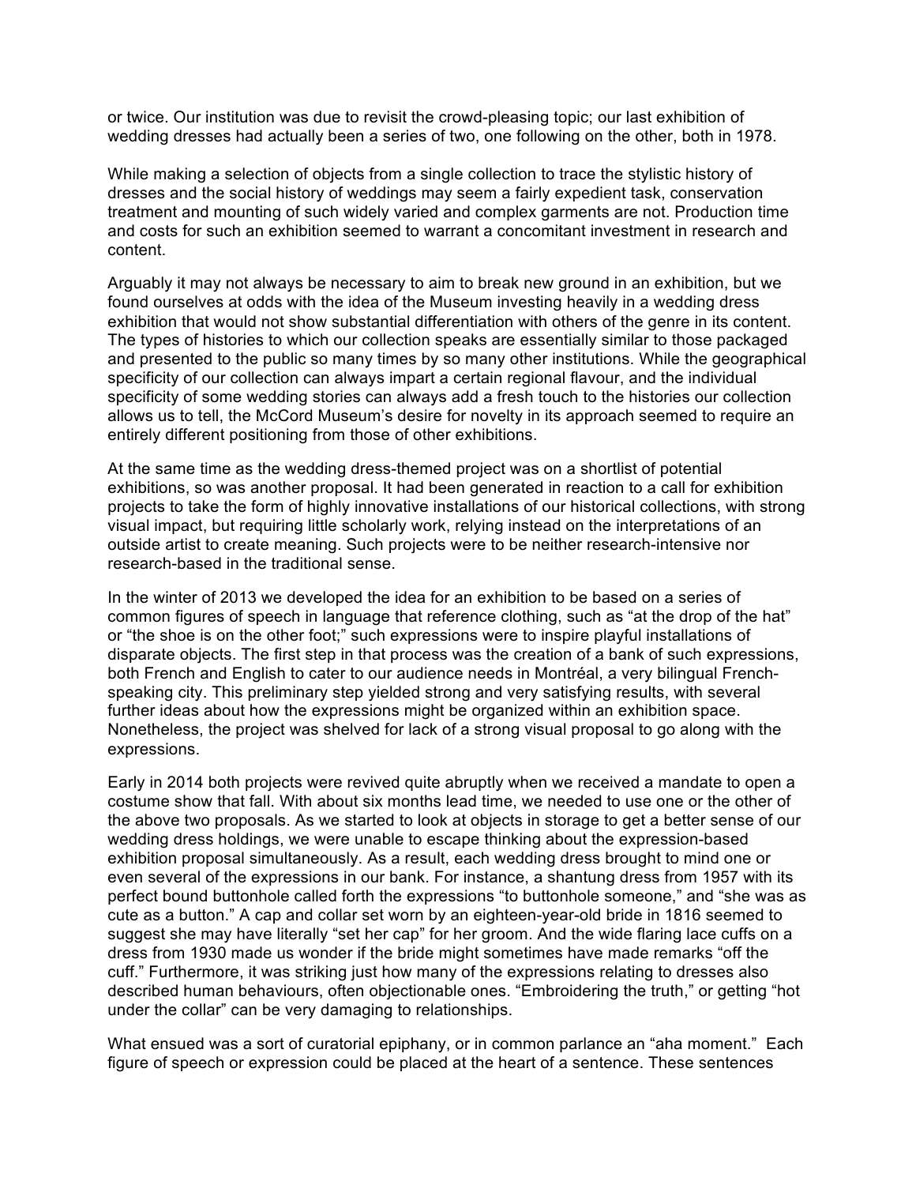or twice. Our institution was due to revisit the crowd-pleasing topic; our last exhibition of wedding dresses had actually been a series of two, one following on the other, both in 1978.

While making a selection of objects from a single collection to trace the stylistic history of dresses and the social history of weddings may seem a fairly expedient task, conservation treatment and mounting of such widely varied and complex garments are not. Production time and costs for such an exhibition seemed to warrant a concomitant investment in research and content.

Arguably it may not always be necessary to aim to break new ground in an exhibition, but we found ourselves at odds with the idea of the Museum investing heavily in a wedding dress exhibition that would not show substantial differentiation with others of the genre in its content. The types of histories to which our collection speaks are essentially similar to those packaged and presented to the public so many times by so many other institutions. While the geographical specificity of our collection can always impart a certain regional flavour, and the individual specificity of some wedding stories can always add a fresh touch to the histories our collection allows us to tell, the McCord Museum's desire for novelty in its approach seemed to require an entirely different positioning from those of other exhibitions.

At the same time as the wedding dress-themed project was on a shortlist of potential exhibitions, so was another proposal. It had been generated in reaction to a call for exhibition projects to take the form of highly innovative installations of our historical collections, with strong visual impact, but requiring little scholarly work, relying instead on the interpretations of an outside artist to create meaning. Such projects were to be neither research-intensive nor research-based in the traditional sense.

In the winter of 2013 we developed the idea for an exhibition to be based on a series of common figures of speech in language that reference clothing, such as "at the drop of the hat" or "the shoe is on the other foot;" such expressions were to inspire playful installations of disparate objects. The first step in that process was the creation of a bank of such expressions, both French and English to cater to our audience needs in Montréal, a very bilingual French-speaking city. This preliminary step yielded strong and very satisfying results, with several further ideas about how the expressions might be organized within an exhibition space. Nonetheless, the project was shelved for lack of a strong visual proposal to go along with the expressions.

Early in 2014 both projects were revived quite abruptly when we received a mandate to open a costume show that fall. With about six months lead time, we needed to use one or the other of the above two proposals. As we started to look at objects in storage to get a better sense of our wedding dress holdings, we were unable to escape thinking about the expression-based exhibition proposal simultaneously. As a result, each wedding dress brought to mind one or even several of the expressions in our bank. For instance, a shantung dress from 1957 with its perfect bound buttonhole called forth the expressions "to buttonhole someone," and "she was as cute as a button." A cap and collar set worn by an eighteen-year-old bride in 1816 seemed to suggest she may have literally "set her cap" for her groom. And the wide flaring lace cuffs on a dress from 1930 made us wonder if the bride might sometimes have made remarks "off the cuff." Furthermore, it was striking just how many of the expressions relating to dresses also described human behaviours, often objectionable ones. "Embroidering the truth," or getting "hot under the collar" can be very damaging to relationships.

What ensued was a sort of curatorial epiphany, or in common parlance an "aha moment." Each figure of speech or expression could be placed at the heart of a sentence. These sentences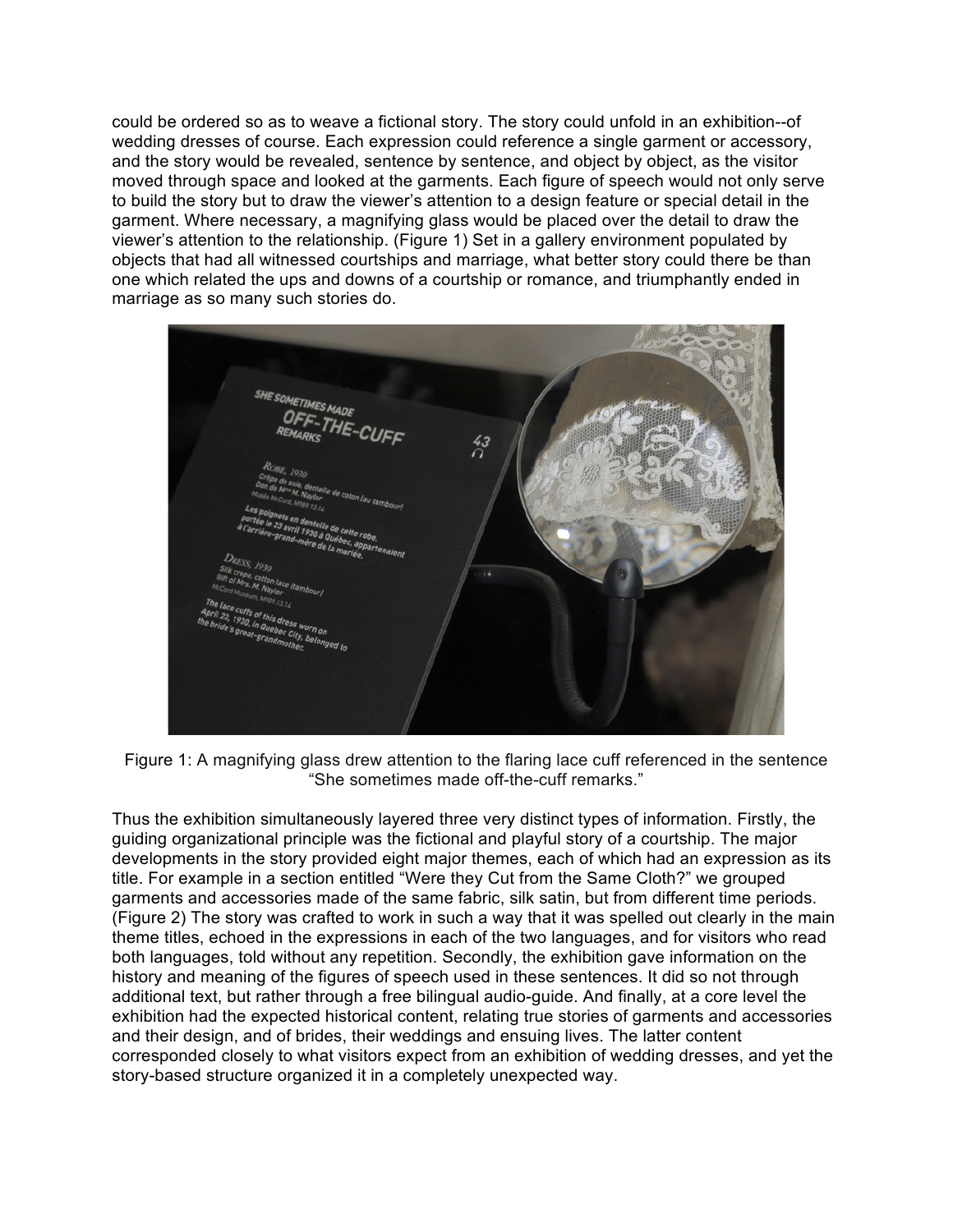could be ordered so as to weave a fictional story. The story could unfold in an exhibition--of wedding dresses of course. Each expression could reference a single garment or accessory, and the story would be revealed, sentence by sentence, and object by object, as the visitor moved through space and looked at the garments. Each figure of speech would not only serve to build the story but to draw the viewer's attention to a design feature or special detail in the garment. Where necessary, a magnifying glass would be placed over the detail to draw the viewer's attention to the relationship. (Figure 1) Set in a gallery environment populated by objects that had all witnessed courtships and marriage, what better story could there be than one which related the ups and downs of a courtship or romance, and triumphantly ended in marriage as so many such stories do.

Figure 1: A magnifying glass drew attention to the flaring lace cuff referenced in the sentence "She sometimes made off-the-cuff remarks."

Thus the exhibition simultaneously layered three very distinct types of information. Firstly, the guiding organizational principle was the fictional and playful story of a courtship. The major developments in the story provided eight major themes, each of which had an expression as its title. For example in a section entitled "Were they Cut from the Same Cloth?" we grouped garments and accessories made of the same fabric, silk satin, but from different time periods. (Figure 2) The story was crafted to work in such a way that it was spelled out clearly in the main theme titles, echoed in the expressions in each of the two languages, and for visitors who read both languages, told without any repetition. Secondly, the exhibition gave information on the history and meaning of the figures of speech used in these sentences. It did so not through additional text, but rather through a free bilingual audio-guide. And finally, at a core level the exhibition had the expected historical content, relating true stories of garments and accessories and their design, and of brides, their weddings and ensuing lives. The latter content corresponded closely to what visitors expect from an exhibition of wedding dresses, and yet the story-based structure organized it in a completely unexpected way.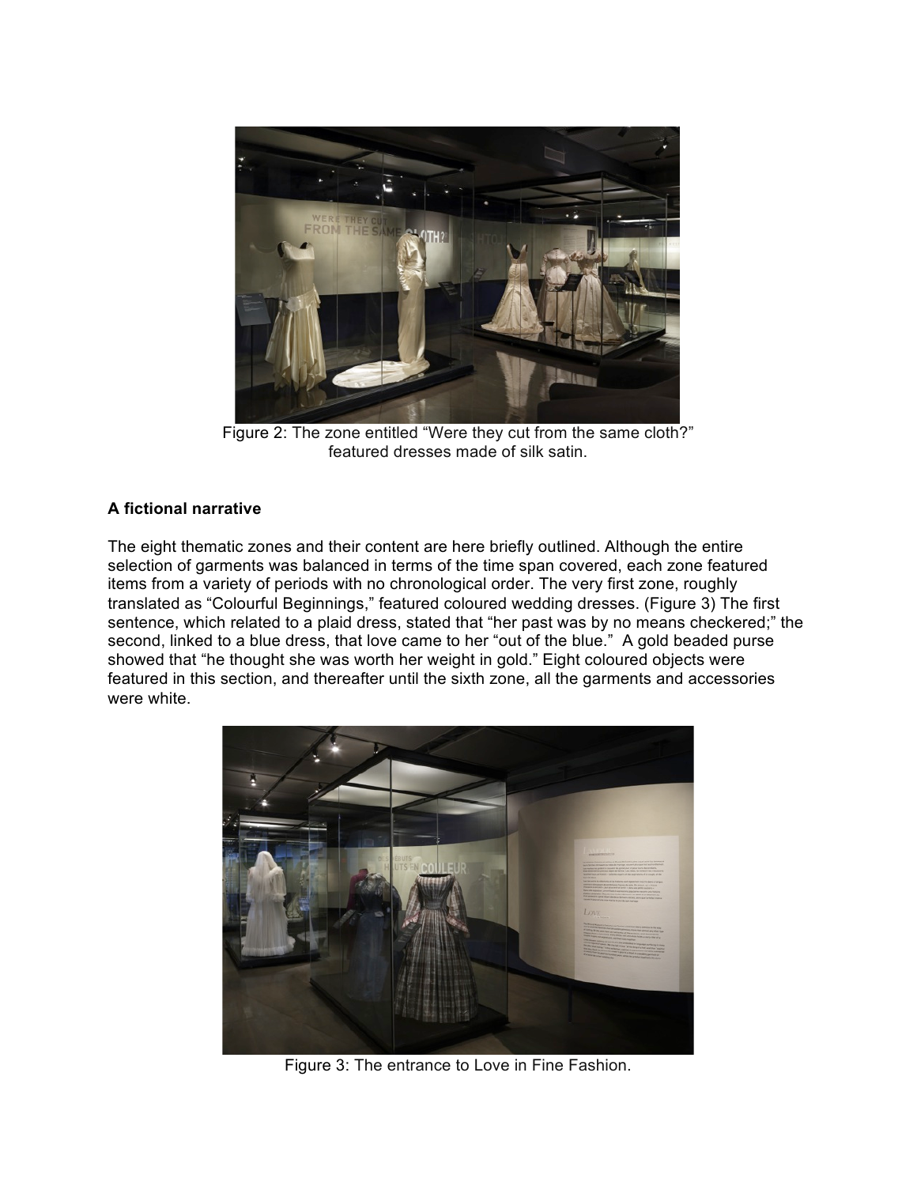Figure 2: The zone entitled "Were they cut from the same cloth?" featured dresses made of silk satin.

**A fictional narrative**

The eight thematic zones and their content are here briefly outlined. Although the entire selection of garments was balanced in terms of the time span covered, each zone featured items from a variety of periods with no chronological order. The very first zone, roughly translated as "Colourful Beginnings," featured coloured wedding dresses. (Figure 3) The first sentence, which related to a plaid dress, stated that "her past was by no means checkered;" the second, linked to a blue dress, that love came to her "out of the blue." A gold beaded purse showed that "he thought she was worth her weight in gold." Eight coloured objects were featured in this section, and thereafter until the sixth zone, all the garments and accessories were white.

Figure 3: The entrance to Love in Fine Fashion.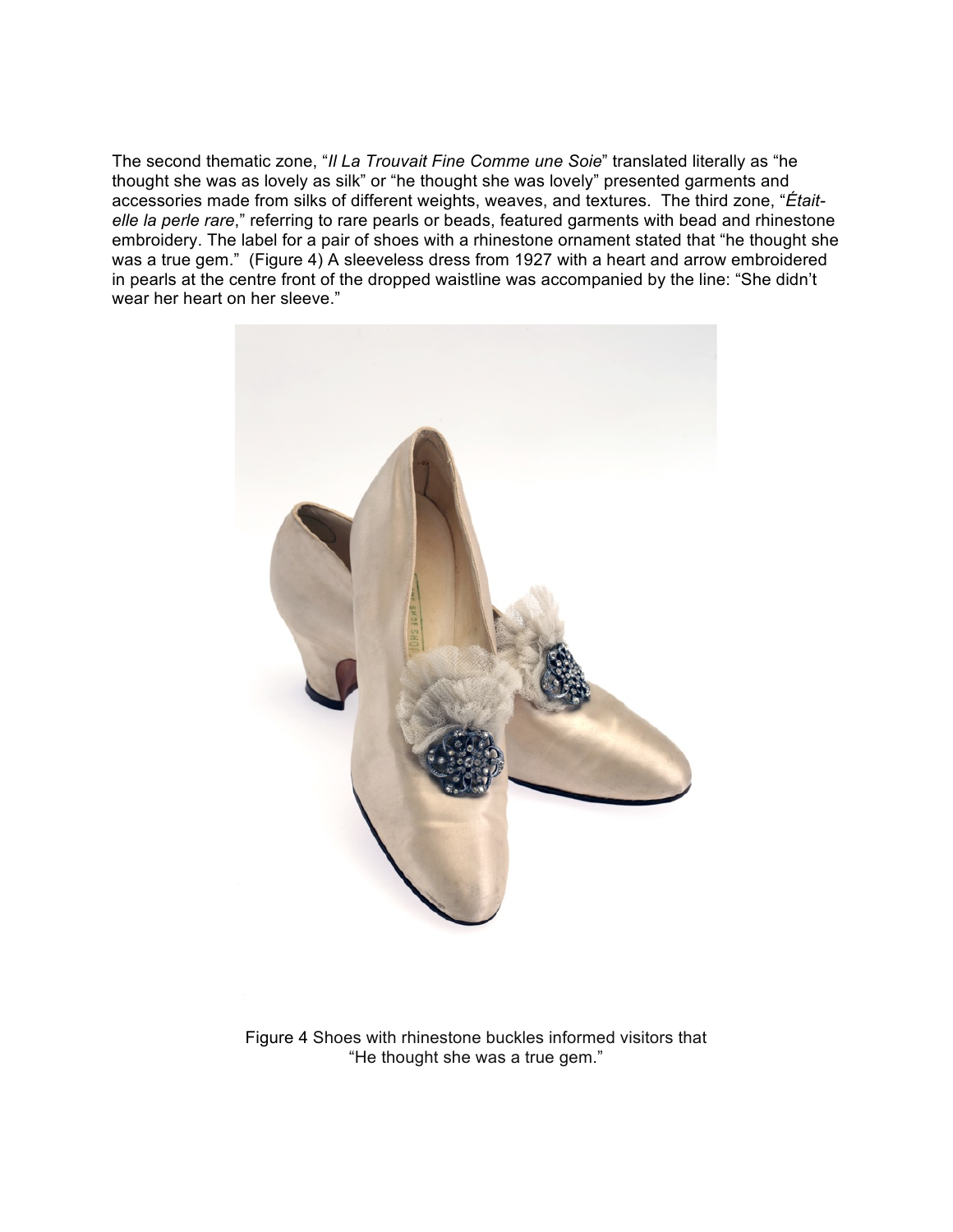The second thematic zone, "*Il La Trouvait Fine Comme une Soie*" translated literally as "he thought she was as lovely as silk" or "he thought she was lovely" presented garments and accessories made from silks of different weights, weaves, and textures. The third zone, "*Était-elle la perle rare*," referring to rare pearls or beads, featured garments with bead and rhinestone embroidery. The label for a pair of shoes with a rhinestone ornament stated that "he thought she was a true gem." (Figure 4) A sleeveless dress from 1927 with a heart and arrow embroidered in pearls at the centre front of the dropped waistline was accompanied by the line: "She didn't wear her heart on her sleeve."

Figure 4 Shoes with rhinestone buckles informed visitors that "He thought she was a true gem."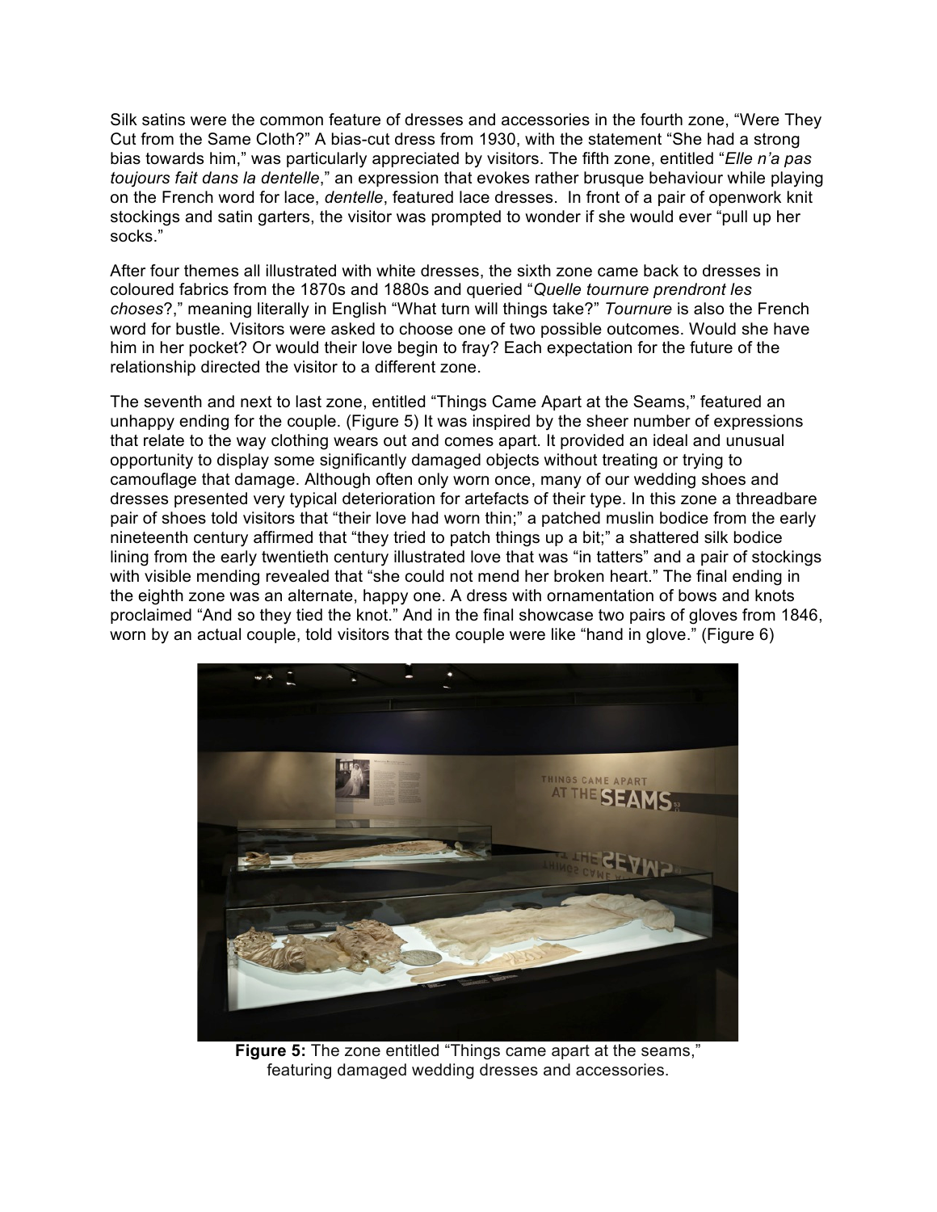Silk satins were the common feature of dresses and accessories in the fourth zone, "Were They Cut from the Same Cloth?" A bias-cut dress from 1930, with the statement "She had a strong bias towards him," was particularly appreciated by visitors. The fifth zone, entitled "*Elle n'a pas toujours fait dans la dentelle*," an expression that evokes rather brusque behaviour while playing on the French word for lace, *dentelle*, featured lace dresses. In front of a pair of openwork knit stockings and satin garters, the visitor was prompted to wonder if she would ever "pull up her socks."

After four themes all illustrated with white dresses, the sixth zone came back to dresses in coloured fabrics from the 1870s and 1880s and queried "*Quelle tournure prendront les choses*?," meaning literally in English "What turn will things take?" *Tournure* is also the French word for bustle. Visitors were asked to choose one of two possible outcomes. Would she have him in her pocket? Or would their love begin to fray? Each expectation for the future of the relationship directed the visitor to a different zone.

The seventh and next to last zone, entitled "Things Came Apart at the Seams," featured an unhappy ending for the couple. (Figure 5) It was inspired by the sheer number of expressions that relate to the way clothing wears out and comes apart. It provided an ideal and unusual opportunity to display some significantly damaged objects without treating or trying to camouflage that damage. Although often only worn once, many of our wedding shoes and dresses presented very typical deterioration for artefacts of their type. In this zone a threadbare pair of shoes told visitors that "their love had worn thin;" a patched muslin bodice from the early nineteenth century affirmed that "they tried to patch things up a bit;" a shattered silk bodice lining from the early twentieth century illustrated love that was "in tatters" and a pair of stockings with visible mending revealed that "she could not mend her broken heart." The final ending in the eighth zone was an alternate, happy one. A dress with ornamentation of bows and knots proclaimed "And so they tied the knot." And in the final showcase two pairs of gloves from 1846, worn by an actual couple, told visitors that the couple were like "hand in glove." (Figure 6)

**Figure 5:** The zone entitled "Things came apart at the seams," featuring damaged wedding dresses and accessories.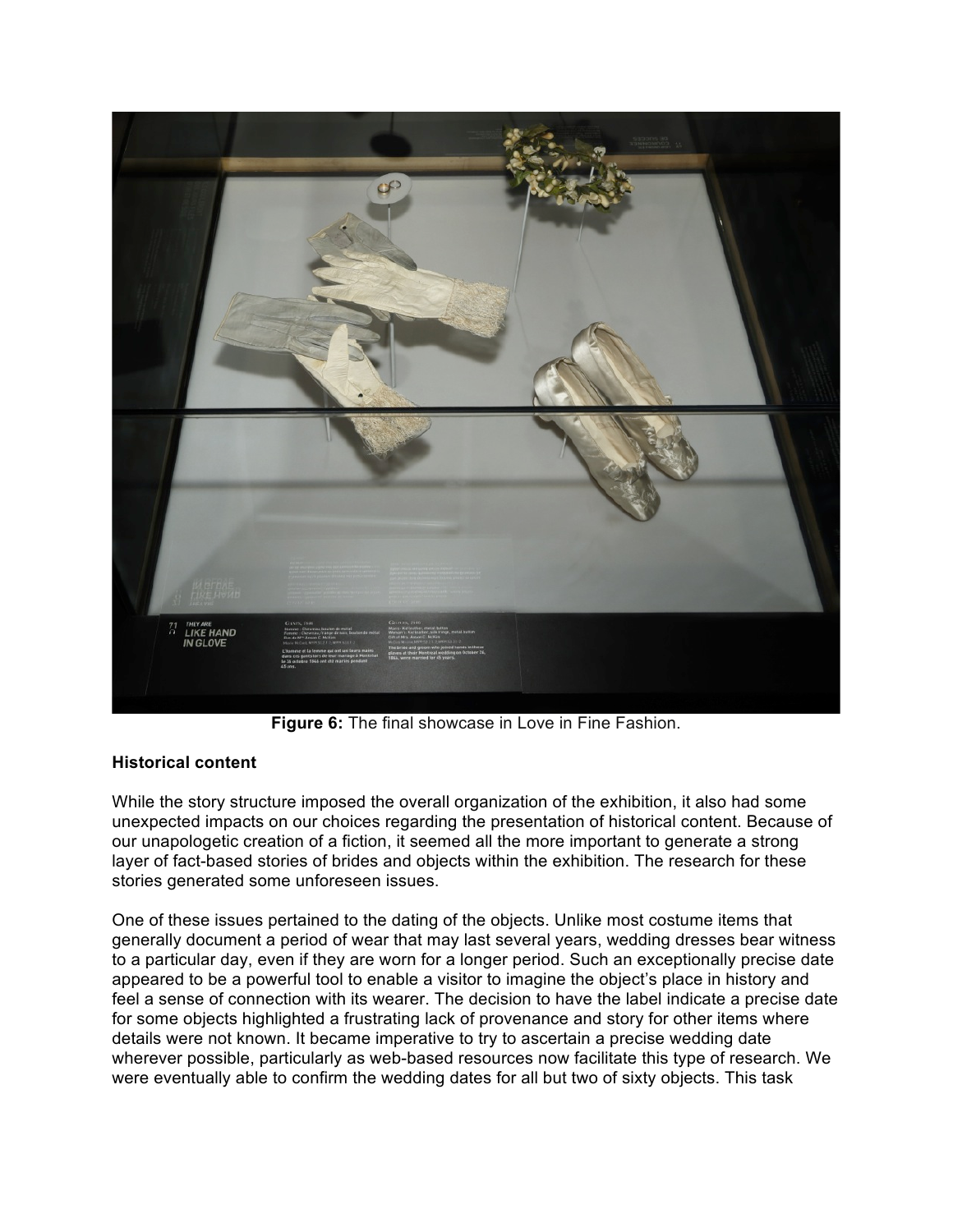**Figure 6:** The final showcase in Love in Fine Fashion.

**Historical content**

While the story structure imposed the overall organization of the exhibition, it also had some unexpected impacts on our choices regarding the presentation of historical content. Because of our unapologetic creation of a fiction, it seemed all the more important to generate a strong layer of fact-based stories of brides and objects within the exhibition. The research for these stories generated some unforeseen issues.

One of these issues pertained to the dating of the objects. Unlike most costume items that generally document a period of wear that may last several years, wedding dresses bear witness to a particular day, even if they are worn for a longer period. Such an exceptionally precise date appeared to be a powerful tool to enable a visitor to imagine the object's place in history and feel a sense of connection with its wearer. The decision to have the label indicate a precise date for some objects highlighted a frustrating lack of provenance and story for other items where details were not known. It became imperative to try to ascertain a precise wedding date wherever possible, particularly as web-based resources now facilitate this type of research. We were eventually able to confirm the wedding dates for all but two of sixty objects. This task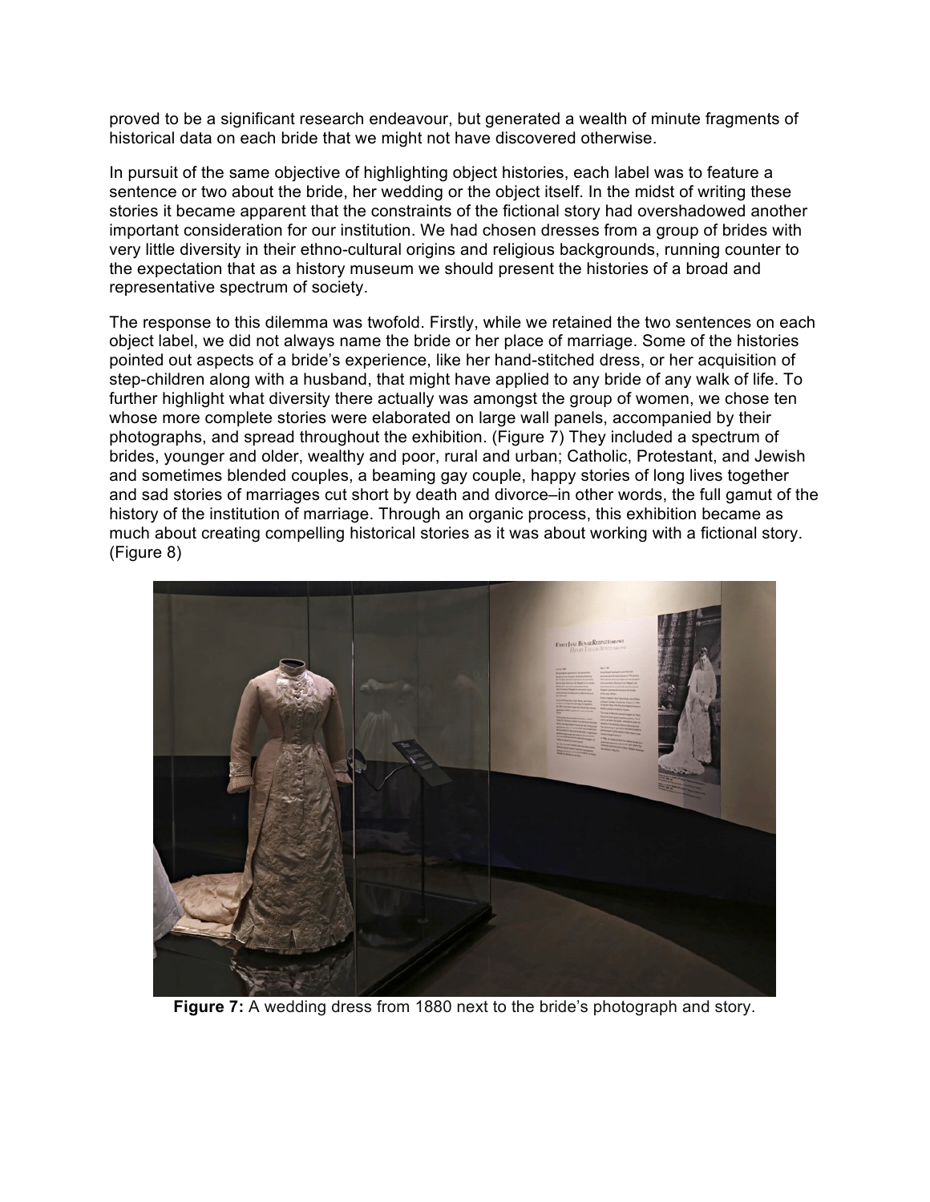proved to be a significant research endeavour, but generated a wealth of minute fragments of historical data on each bride that we might not have discovered otherwise.

In pursuit of the same objective of highlighting object histories, each label was to feature a sentence or two about the bride, her wedding or the object itself. In the midst of writing these stories it became apparent that the constraints of the fictional story had overshadowed another important consideration for our institution. We had chosen dresses from a group of brides with very little diversity in their ethno-cultural origins and religious backgrounds, running counter to the expectation that as a history museum we should present the histories of a broad and representative spectrum of society.

The response to this dilemma was twofold. Firstly, while we retained the two sentences on each object label, we did not always name the bride or her place of marriage. Some of the histories pointed out aspects of a bride's experience, like her hand-stitched dress, or her acquisition of step-children along with a husband, that might have applied to any bride of any walk of life. To further highlight what diversity there actually was amongst the group of women, we chose ten whose more complete stories were elaborated on large wall panels, accompanied by their photographs, and spread throughout the exhibition. (Figure 7) They included a spectrum of brides, younger and older, wealthy and poor, rural and urban; Catholic, Protestant, and Jewish and sometimes blended couples, a beaming gay couple, happy stories of long lives together and sad stories of marriages cut short by death and divorce–in other words, the full gamut of the history of the institution of marriage. Through an organic process, this exhibition became as much about creating compelling historical stories as it was about working with a fictional story. (Figure 8)

**Figure 7:** A wedding dress from 1880 next to the bride's photograph and story.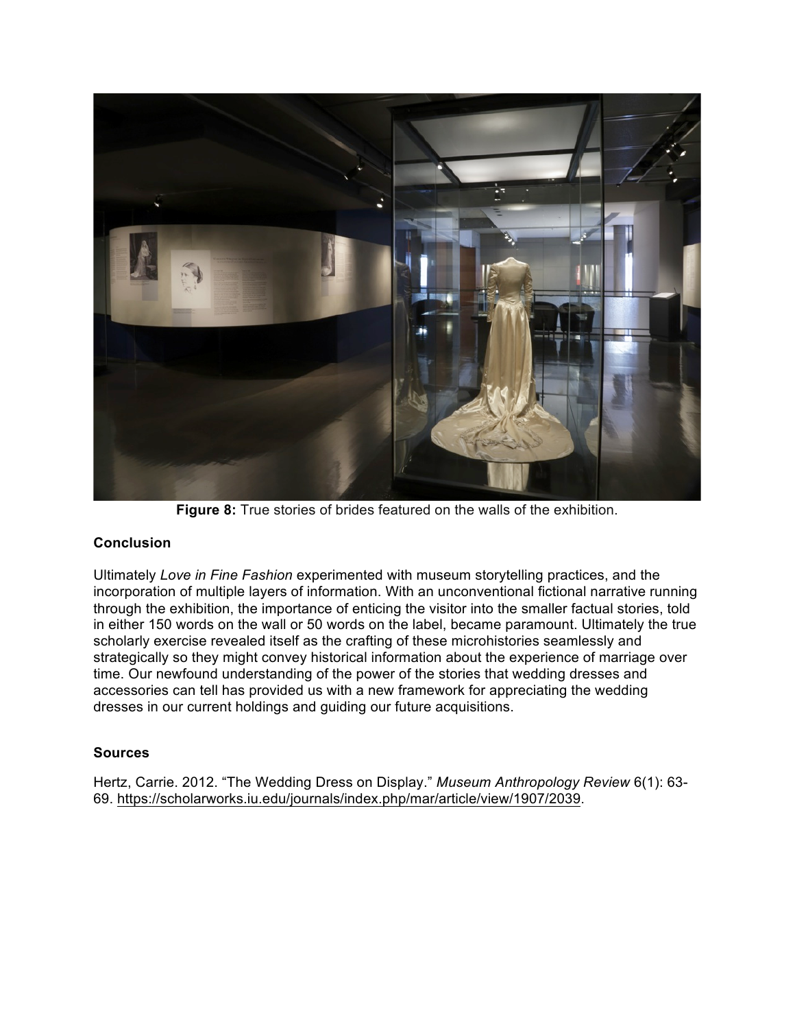**Figure 8:** True stories of brides featured on the walls of the exhibition.

**Conclusion**

Ultimately *Love in Fine Fashion* experimented with museum storytelling practices, and the incorporation of multiple layers of information. With an unconventional fictional narrative running through the exhibition, the importance of enticing the visitor into the smaller factual stories, told in either 150 words on the wall or 50 words on the label, became paramount. Ultimately the true scholarly exercise revealed itself as the crafting of these microhistories seamlessly and strategically so they might convey historical information about the experience of marriage over time. Our newfound understanding of the power of the stories that wedding dresses and accessories can tell has provided us with a new framework for appreciating the wedding dresses in our current holdings and guiding our future acquisitions.

**Sources**

Hertz, Carrie. 2012. "The Wedding Dress on Display." *Museum Anthropology Review* 6(1): 63-69. https://scholarworks.iu.edu/journals/index.php/mar/article/view/1907/2039.